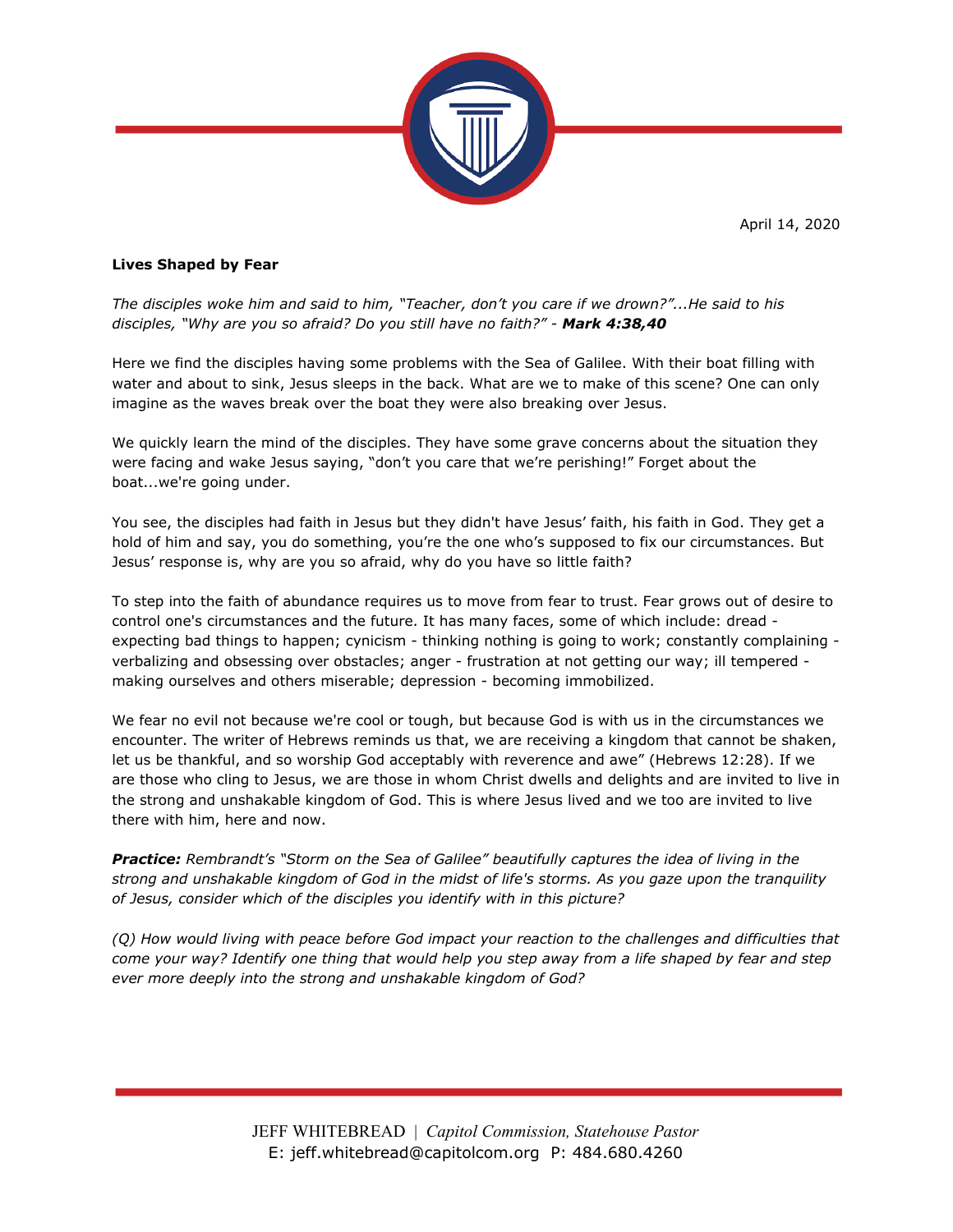April 14, 2020

**Lives Shaped by Fear**

*The disciples woke him and said to him, "Teacher, don't you care if we drown?"...He said to his disciples, "Why are you so afraid? Do you still have no faith?" -* ***Mark 4:38,40***

Here we find the disciples having some problems with the Sea of Galilee. With their boat filling with water and about to sink, Jesus sleeps in the back. What are we to make of this scene? One can only imagine as the waves break over the boat they were also breaking over Jesus.

We quickly learn the mind of the disciples. They have some grave concerns about the situation they were facing and wake Jesus saying, "don't you care that we're perishing!" Forget about the boat...we're going under.

You see, the disciples had faith in Jesus but they didn't have Jesus' faith, his faith in God. They get a hold of him and say, you do something, you're the one who's supposed to fix our circumstances. But Jesus' response is, why are you so afraid, why do you have so little faith?

To step into the faith of abundance requires us to move from fear to trust. Fear grows out of desire to control one's circumstances and the future. It has many faces, some of which include: dread - expecting bad things to happen; cynicism - thinking nothing is going to work; constantly complaining - verbalizing and obsessing over obstacles; anger - frustration at not getting our way; ill tempered - making ourselves and others miserable; depression - becoming immobilized.

We fear no evil not because we're cool or tough, but because God is with us in the circumstances we encounter. The writer of Hebrews reminds us that, we are receiving a kingdom that cannot be shaken, let us be thankful, and so worship God acceptably with reverence and awe" (Hebrews 12:28). If we are those who cling to Jesus, we are those in whom Christ dwells and delights and are invited to live in the strong and unshakable kingdom of God. This is where Jesus lived and we too are invited to live there with him, here and now.

***Practice:*** *Rembrandt's "Storm on the Sea of Galilee" beautifully captures the idea of living in the strong and unshakable kingdom of God in the midst of life's storms. As you gaze upon the tranquility of Jesus, consider which of the disciples you identify with in this picture?*

*(Q) How would living with peace before God impact your reaction to the challenges and difficulties that come your way? Identify one thing that would help you step away from a life shaped by fear and step ever more deeply into the strong and unshakable kingdom of God?*

JEFF WHITEBREAD | *Capitol Commission, Statehouse Pastor*
E: jeff.whitebread@capitolcom.org P: 484.680.4260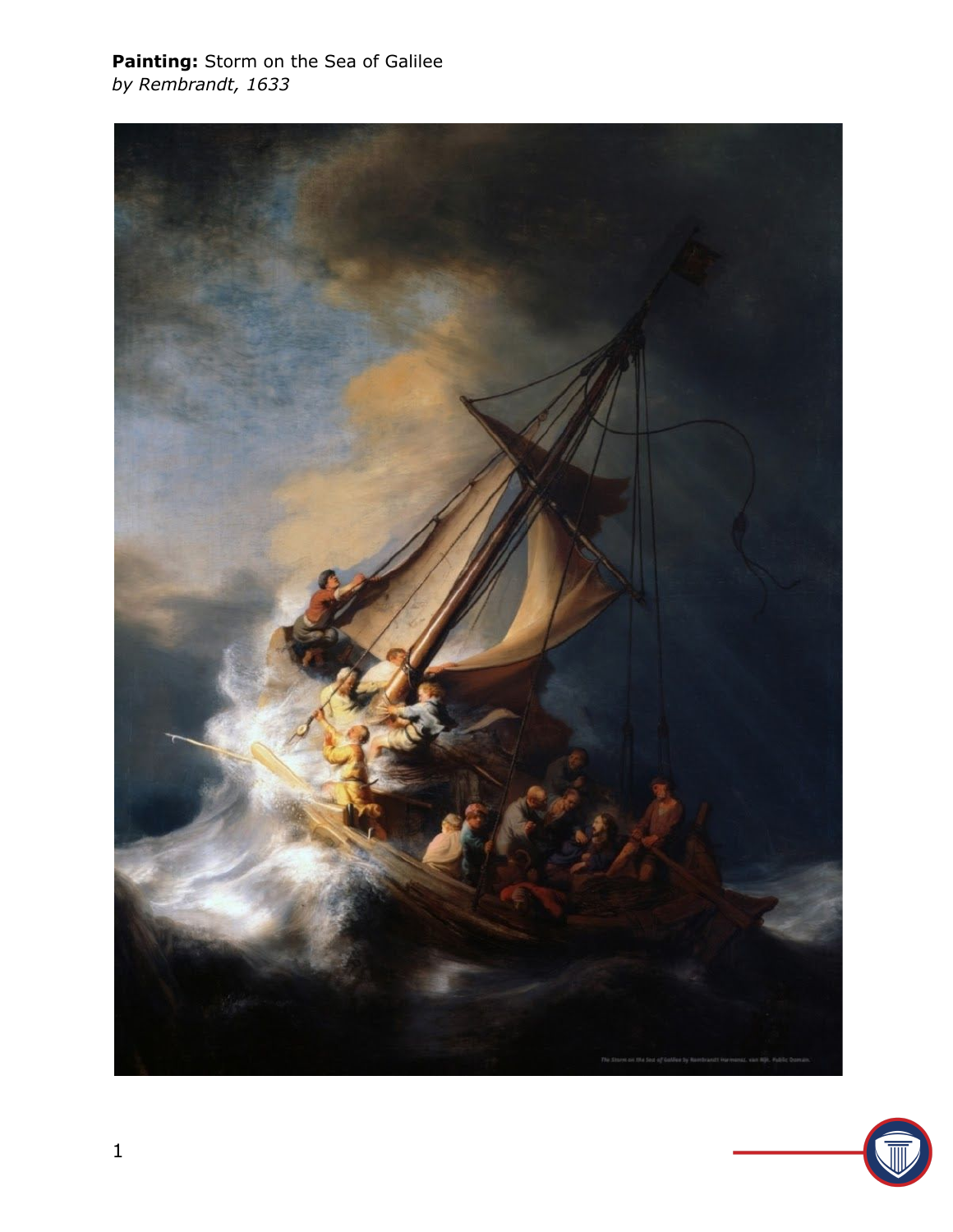**Painting:** Storm on the Sea of Galilee
*by Rembrandt, 1633*